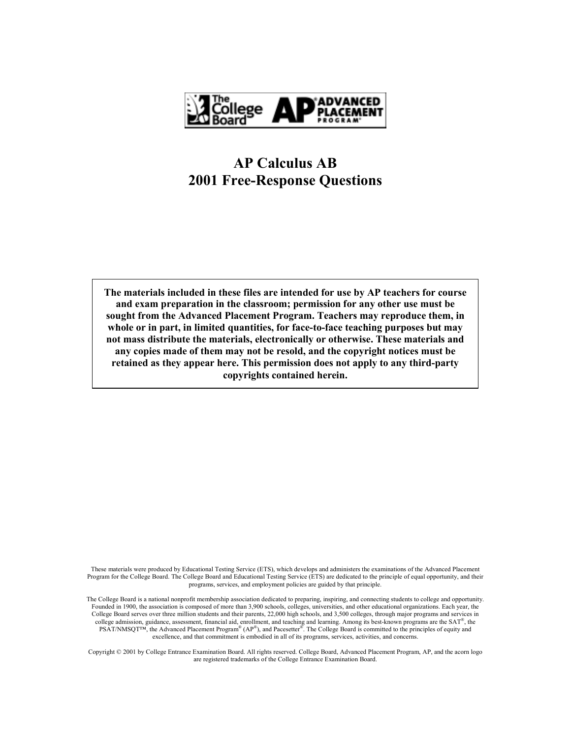# AP Calculus AB
# 2001 Free-Response Questions

**The materials included in these files are intended for use by AP teachers for course and exam preparation in the classroom; permission for any other use must be sought from the Advanced Placement Program. Teachers may reproduce them, in whole or in part, in limited quantities, for face-to-face teaching purposes but may not mass distribute the materials, electronically or otherwise. These materials and any copies made of them may not be resold, and the copyright notices must be retained as they appear here. This permission does not apply to any third-party copyrights contained herein.**

These materials were produced by Educational Testing Service (ETS), which develops and administers the examinations of the Advanced Placement Program for the College Board. The College Board and Educational Testing Service (ETS) are dedicated to the principle of equal opportunity, and their programs, services, and employment policies are guided by that principle.

The College Board is a national nonprofit membership association dedicated to preparing, inspiring, and connecting students to college and opportunity. Founded in 1900, the association is composed of more than 3,900 schools, colleges, universities, and other educational organizations. Each year, the College Board serves over three million students and their parents, 22,000 high schools, and 3,500 colleges, through major programs and services in college admission, guidance, assessment, financial aid, enrollment, and teaching and learning. Among its best-known programs are the SAT®, the PSAT/NMSQT™, the Advanced Placement Program® (AP®), and Pacesetter®. The College Board is committed to the principles of equity and excellence, and that commitment is embodied in all of its programs, services, activities, and concerns.

Copyright © 2001 by College Entrance Examination Board. All rights reserved. College Board, Advanced Placement Program, AP, and the acorn logo are registered trademarks of the College Entrance Examination Board.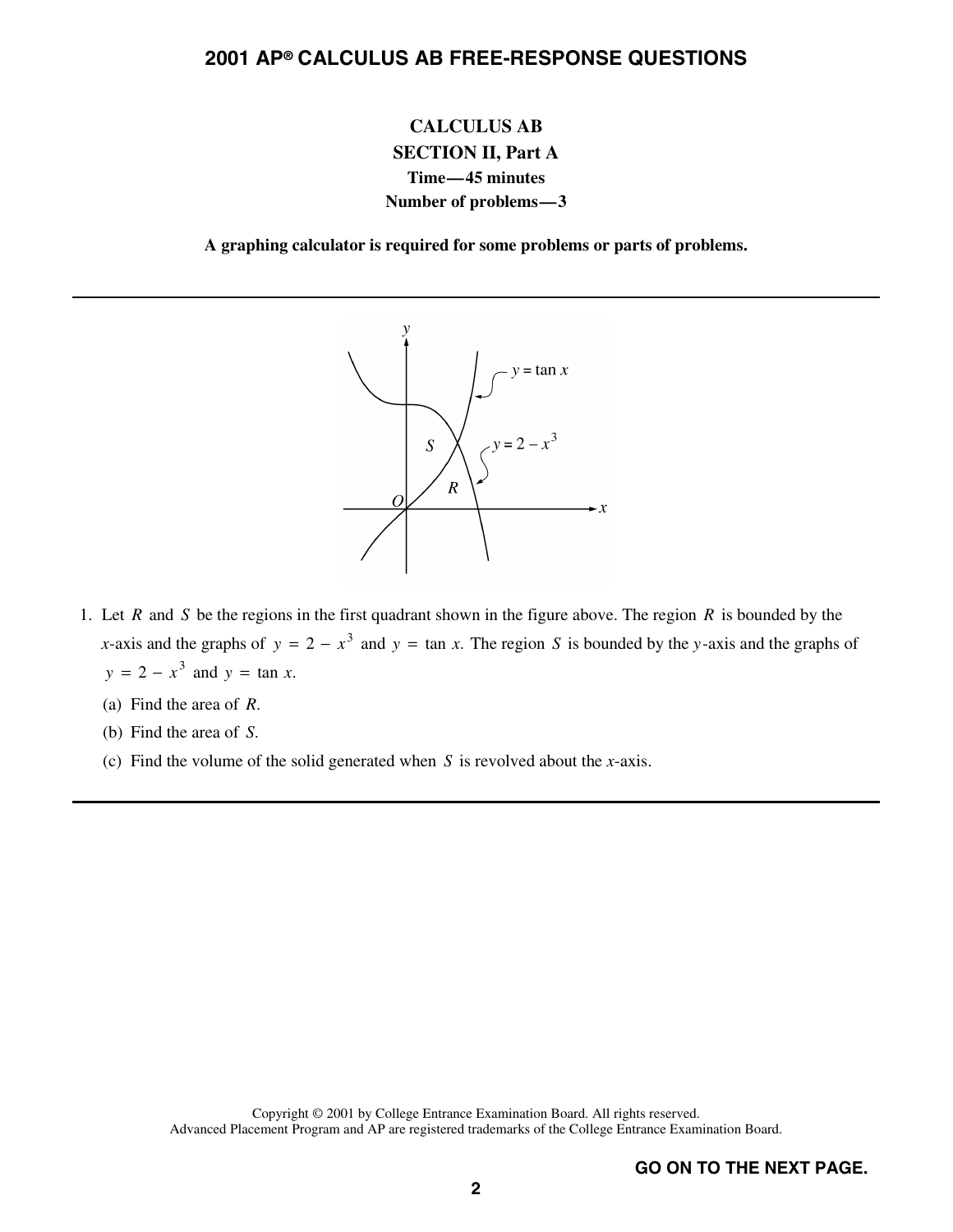# 2001 AP® CALCULUS AB FREE-RESPONSE QUESTIONS

**CALCULUS AB**
**SECTION II, Part A**
**Time—45 minutes**
**Number of problems—3**

**A graphing calculator is required for some problems or parts of problems.**

---

1. Let $R$ and $S$ be the regions in the first quadrant shown in the figure above. The region $R$ is bounded by the $x$-axis and the graphs of $y = 2 - x^3$ and $y = \tan x$. The region $S$ is bounded by the $y$-axis and the graphs of $y = 2 - x^3$ and $y = \tan x$.

   (a) Find the area of $R$.

   (b) Find the area of $S$.

   (c) Find the volume of the solid generated when $S$ is revolved about the $x$-axis.

---

Copyright © 2001 by College Entrance Examination Board. All rights reserved.
Advanced Placement Program and AP are registered trademarks of the College Entrance Examination Board.

**GO ON TO THE NEXT PAGE.**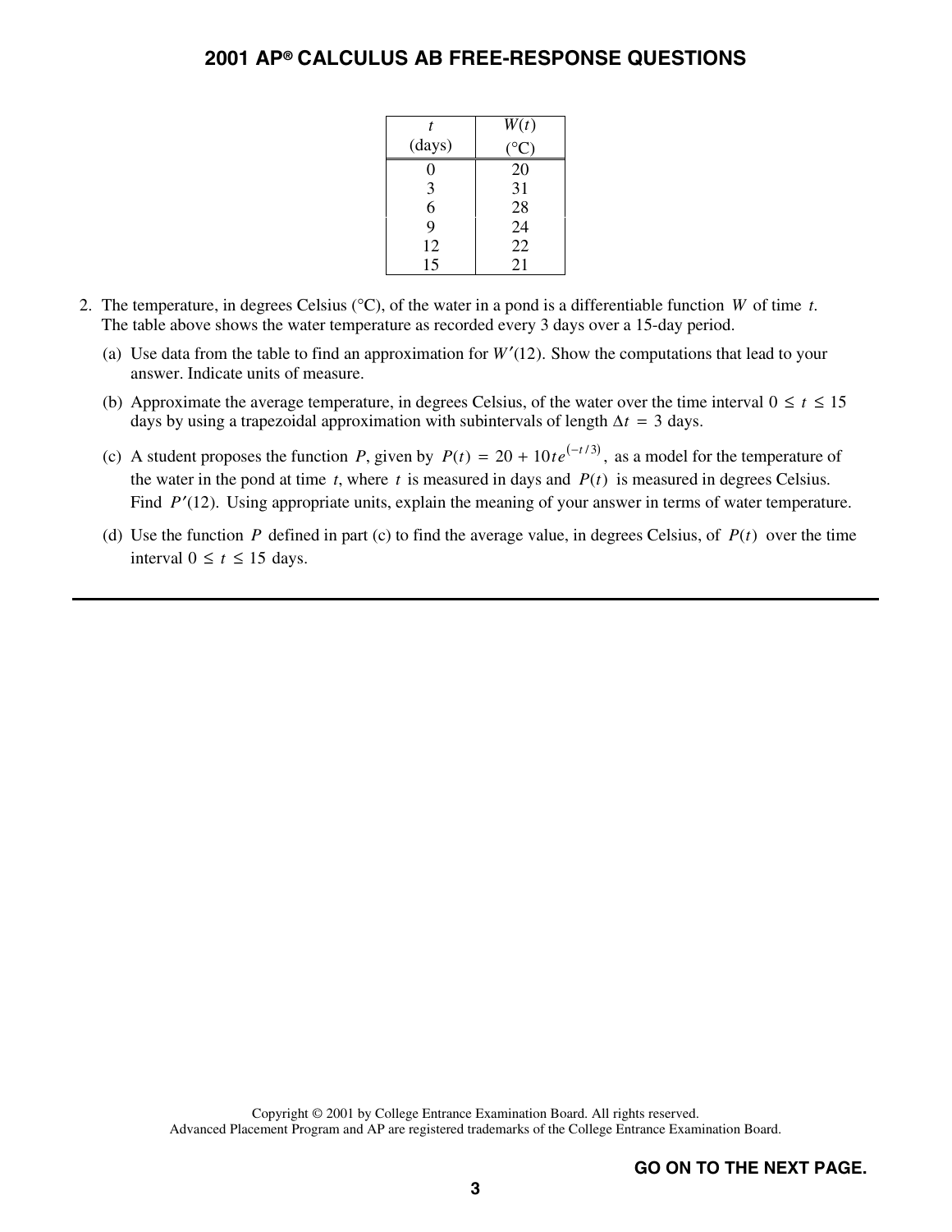# 2001 AP® CALCULUS AB FREE-RESPONSE QUESTIONS

| $t$ (days) | $W(t)$ (°C) |
|---|---|
| 0 | 20 |
| 3 | 31 |
| 6 | 28 |
| 9 | 24 |
| 12 | 22 |
| 15 | 21 |

2. The temperature, in degrees Celsius (°C), of the water in a pond is a differentiable function $W$ of time $t$. The table above shows the water temperature as recorded every 3 days over a 15-day period.

   (a) Use data from the table to find an approximation for $W'(12)$. Show the computations that lead to your answer. Indicate units of measure.

   (b) Approximate the average temperature, in degrees Celsius, of the water over the time interval $0 \le t \le 15$ days by using a trapezoidal approximation with subintervals of length $\Delta t = 3$ days.

   (c) A student proposes the function $P$, given by $P(t) = 20 + 10te^{(-t/3)}$, as a model for the temperature of the water in the pond at time $t$, where $t$ is measured in days and $P(t)$ is measured in degrees Celsius. Find $P'(12)$. Using appropriate units, explain the meaning of your answer in terms of water temperature.

   (d) Use the function $P$ defined in part (c) to find the average value, in degrees Celsius, of $P(t)$ over the time interval $0 \le t \le 15$ days.

Copyright © 2001 by College Entrance Examination Board. All rights reserved.
Advanced Placement Program and AP are registered trademarks of the College Entrance Examination Board.

**GO ON TO THE NEXT PAGE.**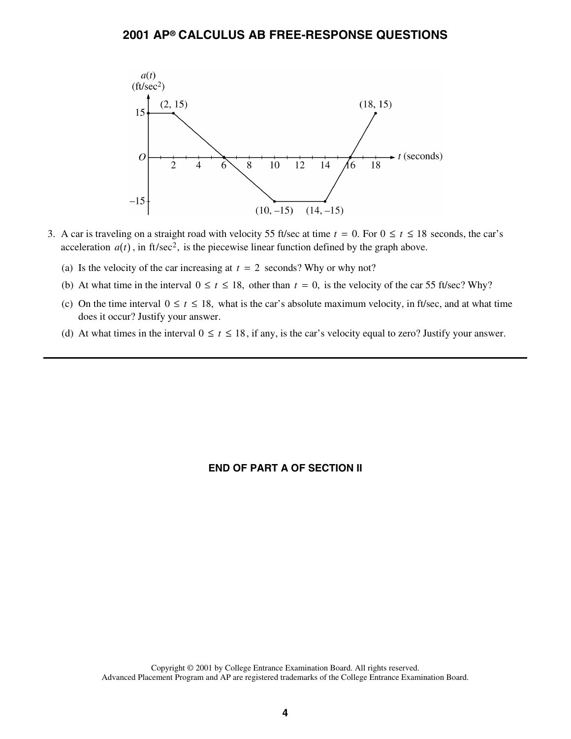3. A car is traveling on a straight road with velocity 55 ft/sec at time $t = 0$. For $0 \le t \le 18$ seconds, the car's acceleration $a(t)$, in ft/sec$^2$, is the piecewise linear function defined by the graph above.

   (a) Is the velocity of the car increasing at $t = 2$ seconds? Why or why not?

   (b) At what time in the interval $0 \le t \le 18$, other than $t = 0$, is the velocity of the car 55 ft/sec? Why?

   (c) On the time interval $0 \le t \le 18$, what is the car's absolute maximum velocity, in ft/sec, and at what time does it occur? Justify your answer.

   (d) At what times in the interval $0 \le t \le 18$, if any, is the car's velocity equal to zero? Justify your answer.

---

**END OF PART A OF SECTION II**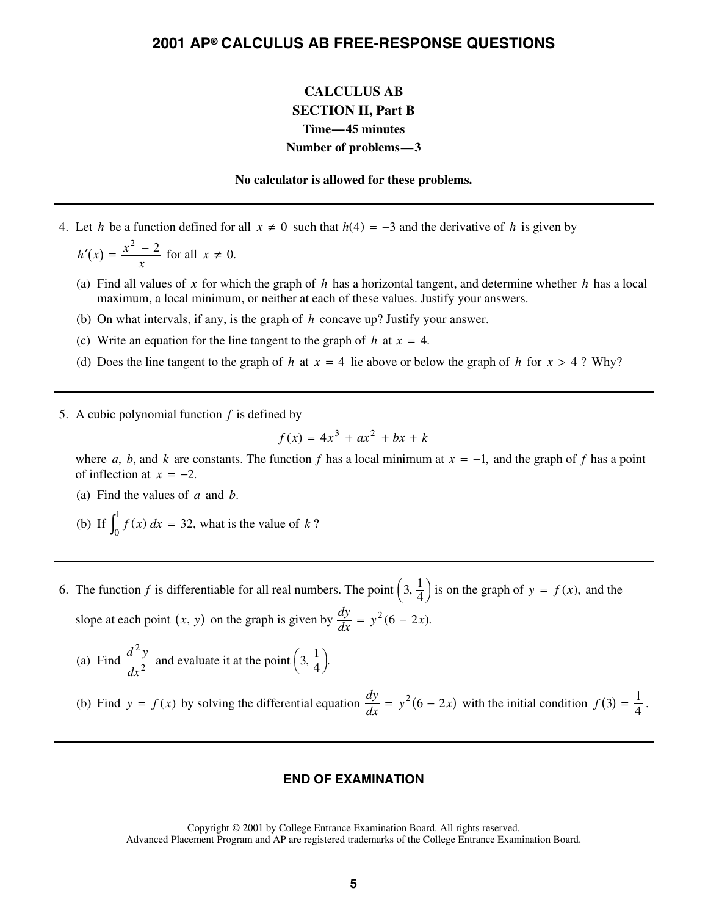# 2001 AP® CALCULUS AB FREE-RESPONSE QUESTIONS

**CALCULUS AB**
**SECTION II, Part B**
**Time—45 minutes**
**Number of problems—3**

**No calculator is allowed for these problems.**

---

4. Let $h$ be a function defined for all $x \neq 0$ such that $h(4) = -3$ and the derivative of $h$ is given by

   $h'(x) = \dfrac{x^2 - 2}{x}$ for all $x \neq 0$.

   (a) Find all values of $x$ for which the graph of $h$ has a horizontal tangent, and determine whether $h$ has a local maximum, a local minimum, or neither at each of these values. Justify your answers.

   (b) On what intervals, if any, is the graph of $h$ concave up? Justify your answer.

   (c) Write an equation for the line tangent to the graph of $h$ at $x = 4$.

   (d) Does the line tangent to the graph of $h$ at $x = 4$ lie above or below the graph of $h$ for $x > 4$ ? Why?

---

5. A cubic polynomial function $f$ is defined by

   $$f(x) = 4x^3 + ax^2 + bx + k$$

   where $a$, $b$, and $k$ are constants. The function $f$ has a local minimum at $x = -1$, and the graph of $f$ has a point of inflection at $x = -2$.

   (a) Find the values of $a$ and $b$.

   (b) If $\int_0^1 f(x)\,dx = 32$, what is the value of $k$ ?

---

6. The function $f$ is differentiable for all real numbers. The point $\left(3, \frac{1}{4}\right)$ is on the graph of $y = f(x)$, and the slope at each point $(x, y)$ on the graph is given by $\dfrac{dy}{dx} = y^2(6 - 2x)$.

   (a) Find $\dfrac{d^2y}{dx^2}$ and evaluate it at the point $\left(3, \frac{1}{4}\right)$.

   (b) Find $y = f(x)$ by solving the differential equation $\dfrac{dy}{dx} = y^2(6 - 2x)$ with the initial condition $f(3) = \dfrac{1}{4}$.

---

**END OF EXAMINATION**

Copyright © 2001 by College Entrance Examination Board. All rights reserved.
Advanced Placement Program and AP are registered trademarks of the College Entrance Examination Board.